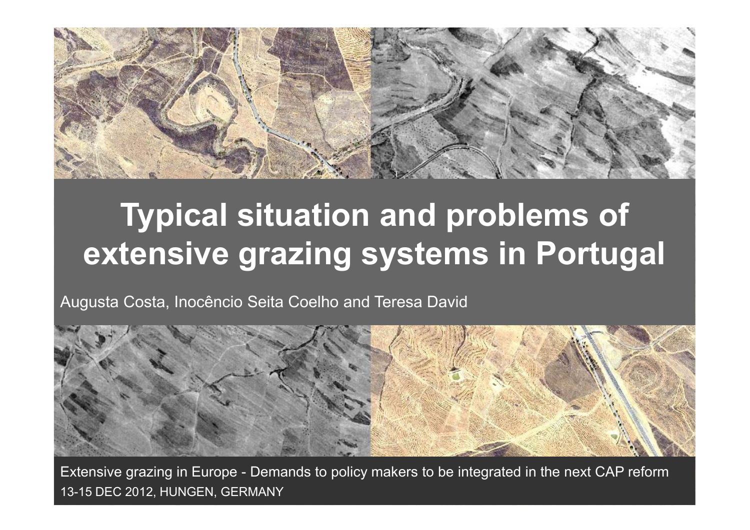# Typical situation and problems of extensive grazing systems in Portugal

Augusta Costa, Inocêncio Seita Coelho and Teresa David

Extensive grazing in Europe - Demands to policy makers to be integrated in the next CAP reform
13-15 DEC 2012, HUNGEN, GERMANY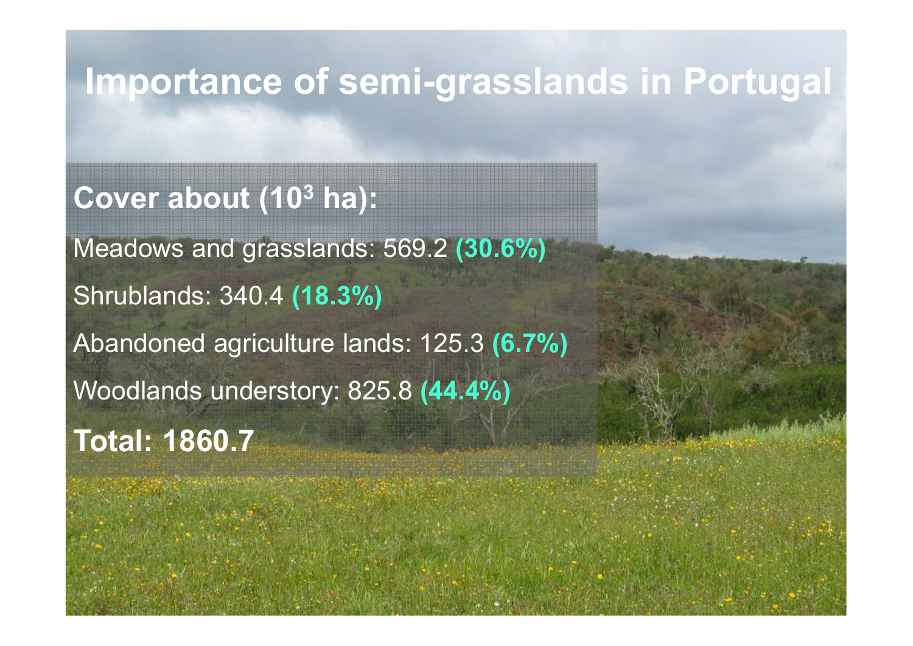# Importance of semi-grasslands in Portugal

**Cover about ($10^3$ ha):**

Meadows and grasslands: 569.2 **(30.6%)**

Shrublands: 340.4 **(18.3%)**

Abandoned agriculture lands: 125.3 **(6.7%)**

Woodlands understory: 825.8 **(44.4%)**

**Total: 1860.7**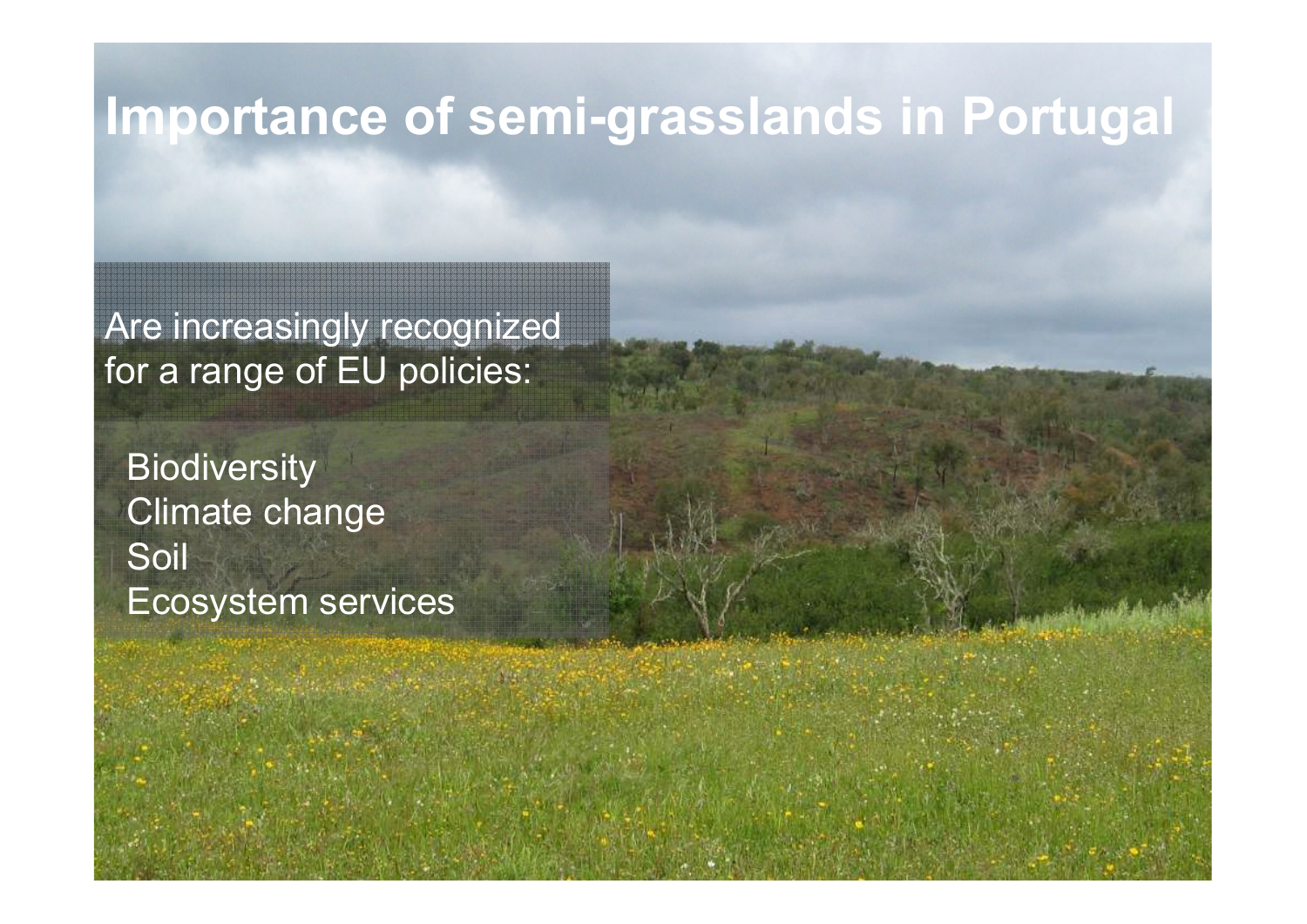# Importance of semi-grasslands in Portugal

Are increasingly recognized for a range of EU policies:

- Biodiversity
- Climate change
- Soil
- Ecosystem services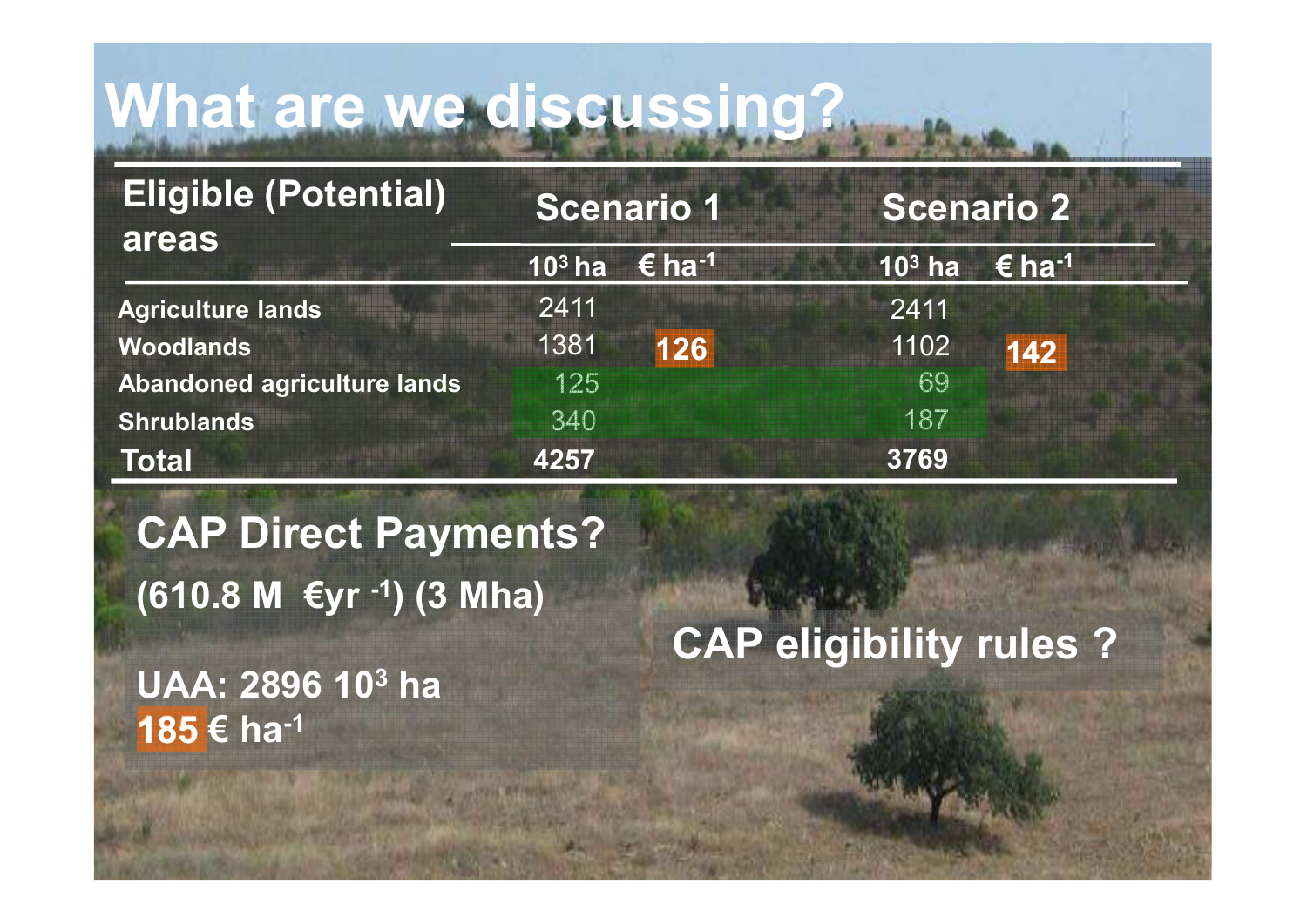# What are we discussing?

| Eligible (Potential) areas | Scenario 1 | | Scenario 2 | |
|---|---|---|---|---|
| | $10^3$ ha | € $ha^{-1}$ | $10^3$ ha | € $ha^{-1}$ |
| Agriculture lands | 2411 | | 2411 | |
| Woodlands | 1381 | **126** | 1102 | **142** |
| Abandoned agriculture lands | 125 | | 69 | |
| Shrublands | 340 | | 187 | |
| **Total** | **4257** | | **3769** | |

**CAP Direct Payments?**

**(610.8 M €$yr^{-1}$) (3 Mha)**

**UAA: 2896 $10^3$ ha**

**185 € $ha^{-1}$**

**CAP eligibility rules ?**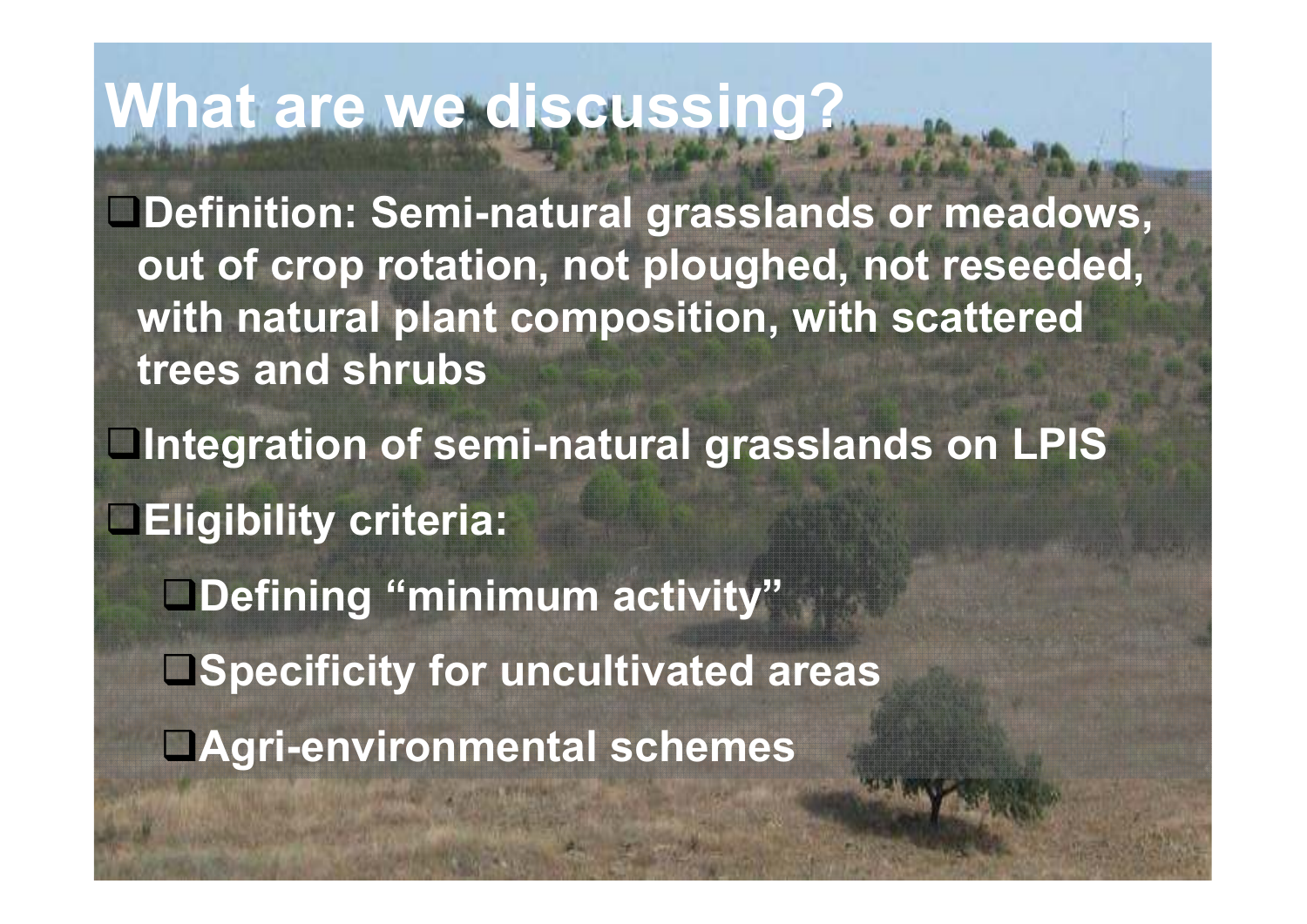# What are we discussing?

- Definition: Semi-natural grasslands or meadows, out of crop rotation, not ploughed, not reseeded, with natural plant composition, with scattered trees and shrubs
- Integration of semi-natural grasslands on LPIS
- Eligibility criteria:
  - Defining "minimum activity"
  - Specificity for uncultivated areas
  - Agri-environmental schemes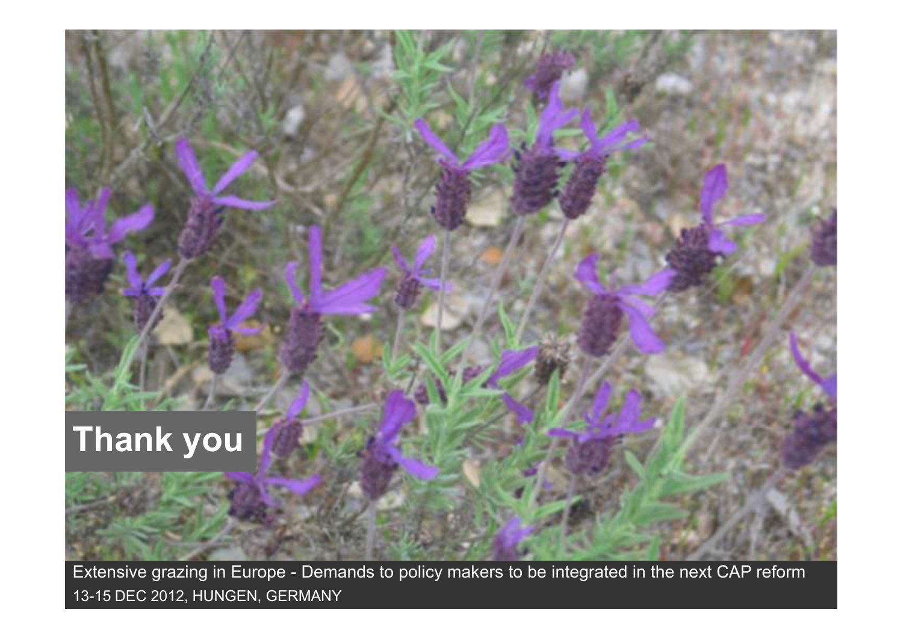# Thank you

Extensive grazing in Europe - Demands to policy makers to be integrated in the next CAP reform

13-15 DEC 2012, HUNGEN, GERMANY